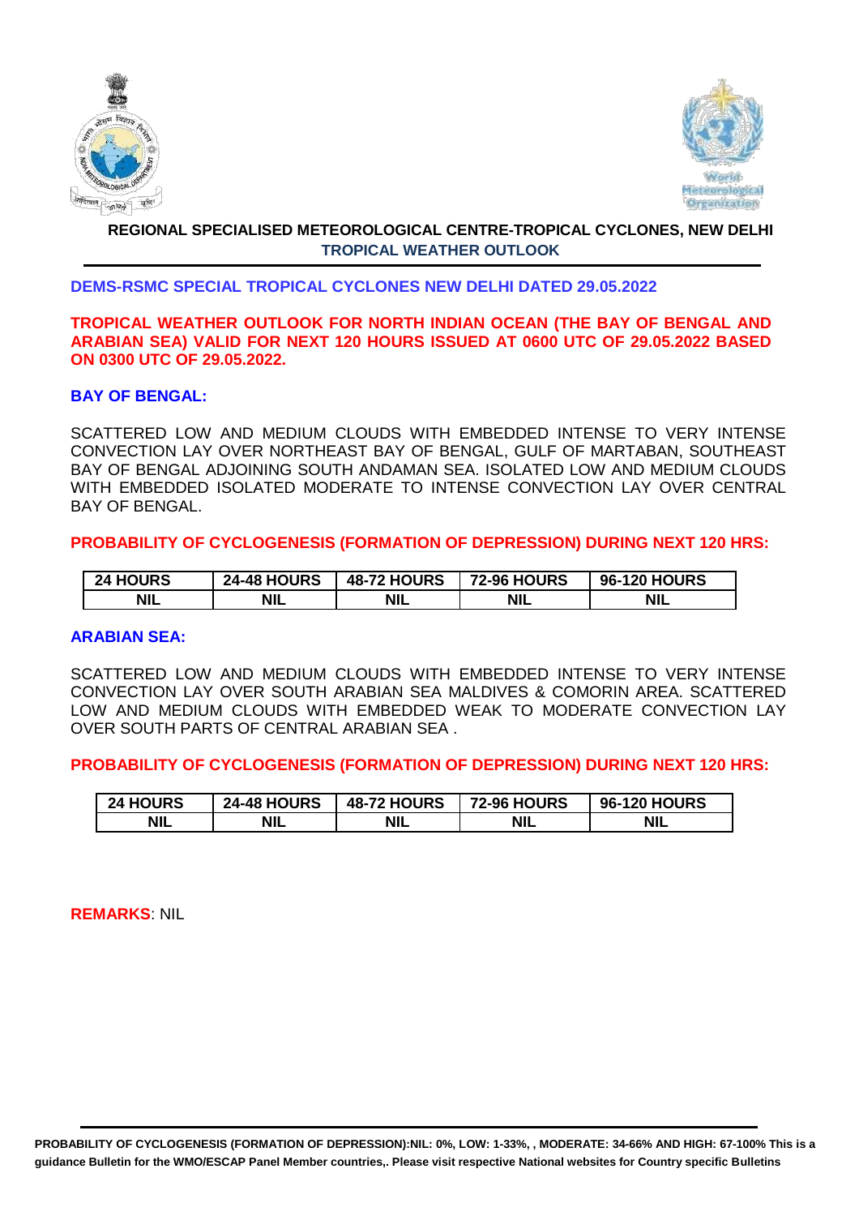**REGIONAL SPECIALISED METEOROLOGICAL CENTRE-TROPICAL CYCLONES, NEW DELHI**

**TROPICAL WEATHER OUTLOOK**

**DEMS-RSMC SPECIAL TROPICAL CYCLONES NEW DELHI DATED 29.05.2022**

**TROPICAL WEATHER OUTLOOK FOR NORTH INDIAN OCEAN (THE BAY OF BENGAL AND ARABIAN SEA) VALID FOR NEXT 120 HOURS ISSUED AT 0600 UTC OF 29.05.2022 BASED ON 0300 UTC OF 29.05.2022.**

**BAY OF BENGAL:**

SCATTERED LOW AND MEDIUM CLOUDS WITH EMBEDDED INTENSE TO VERY INTENSE CONVECTION LAY OVER NORTHEAST BAY OF BENGAL, GULF OF MARTABAN, SOUTHEAST BAY OF BENGAL ADJOINING SOUTH ANDAMAN SEA. ISOLATED LOW AND MEDIUM CLOUDS WITH EMBEDDED ISOLATED MODERATE TO INTENSE CONVECTION LAY OVER CENTRAL BAY OF BENGAL.

**PROBABILITY OF CYCLOGENESIS (FORMATION OF DEPRESSION) DURING NEXT 120 HRS:**

| 24 HOURS | 24-48 HOURS | 48-72 HOURS | 72-96 HOURS | 96-120 HOURS |
|---|---|---|---|---|
| NIL | NIL | NIL | NIL | NIL |

**ARABIAN SEA:**

SCATTERED LOW AND MEDIUM CLOUDS WITH EMBEDDED INTENSE TO VERY INTENSE CONVECTION LAY OVER SOUTH ARABIAN SEA MALDIVES & COMORIN AREA. SCATTERED LOW AND MEDIUM CLOUDS WITH EMBEDDED WEAK TO MODERATE CONVECTION LAY OVER SOUTH PARTS OF CENTRAL ARABIAN SEA .

**PROBABILITY OF CYCLOGENESIS (FORMATION OF DEPRESSION) DURING NEXT 120 HRS:**

| 24 HOURS | 24-48 HOURS | 48-72 HOURS | 72-96 HOURS | 96-120 HOURS |
|---|---|---|---|---|
| NIL | NIL | NIL | NIL | NIL |

**REMARKS**: NIL

**PROBABILITY OF CYCLOGENESIS (FORMATION OF DEPRESSION):NIL: 0%, LOW: 1-33%, , MODERATE: 34-66% AND HIGH: 67-100% This is a guidance Bulletin for the WMO/ESCAP Panel Member countries,. Please visit respective National websites for Country specific Bulletins**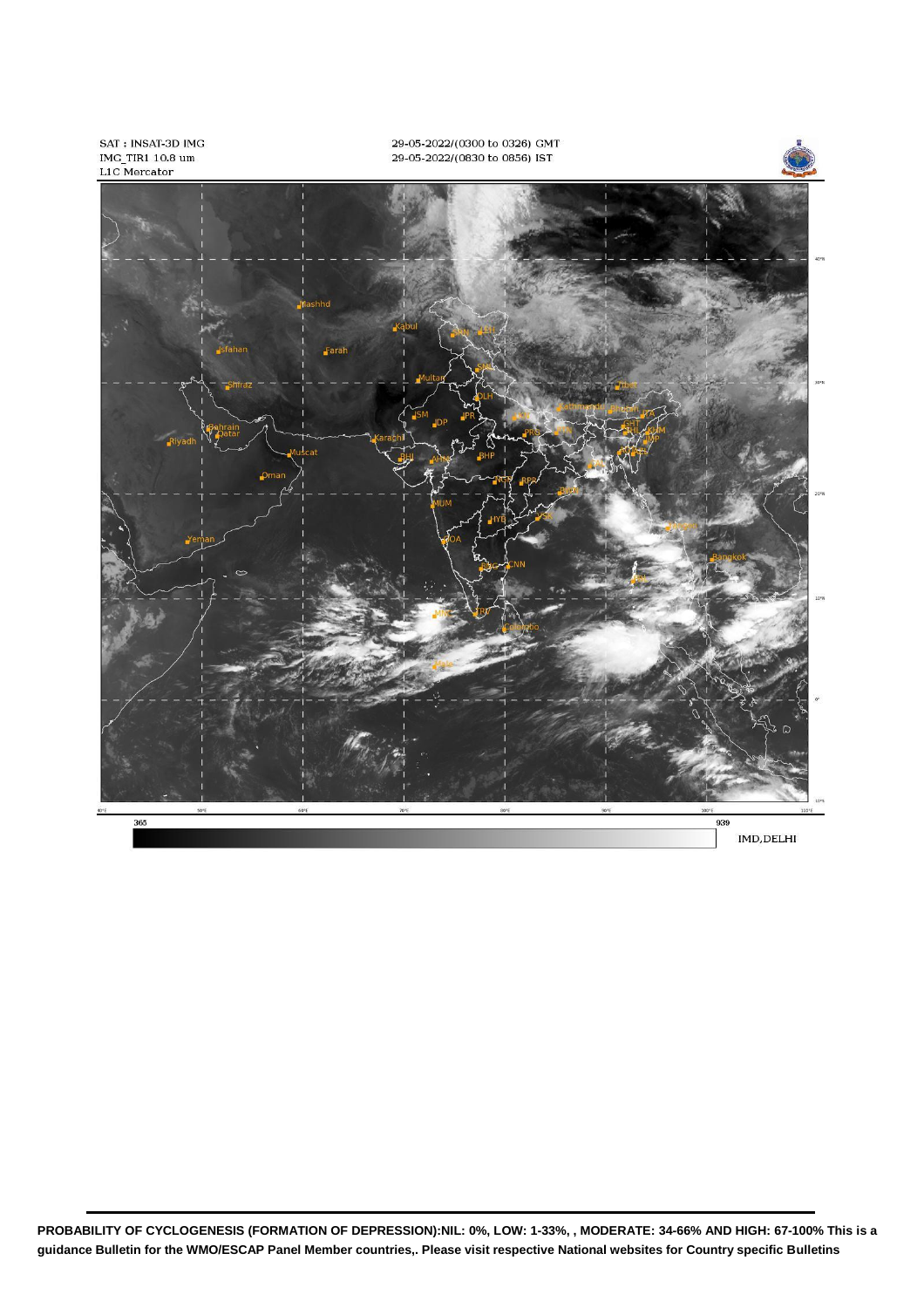SAT : INSAT-3D IMG
IMG_TIR1 10.8 um
L1C Mercator

29-05-2022/(0300 to 0326) GMT
29-05-2022/(0830 to 0856) IST

365

939

IMD,DELHI

**PROBABILITY OF CYCLOGENESIS (FORMATION OF DEPRESSION):NIL: 0%, LOW: 1-33%, , MODERATE: 34-66% AND HIGH: 67-100% This is a guidance Bulletin for the WMO/ESCAP Panel Member countries,. Please visit respective National websites for Country specific Bulletins**